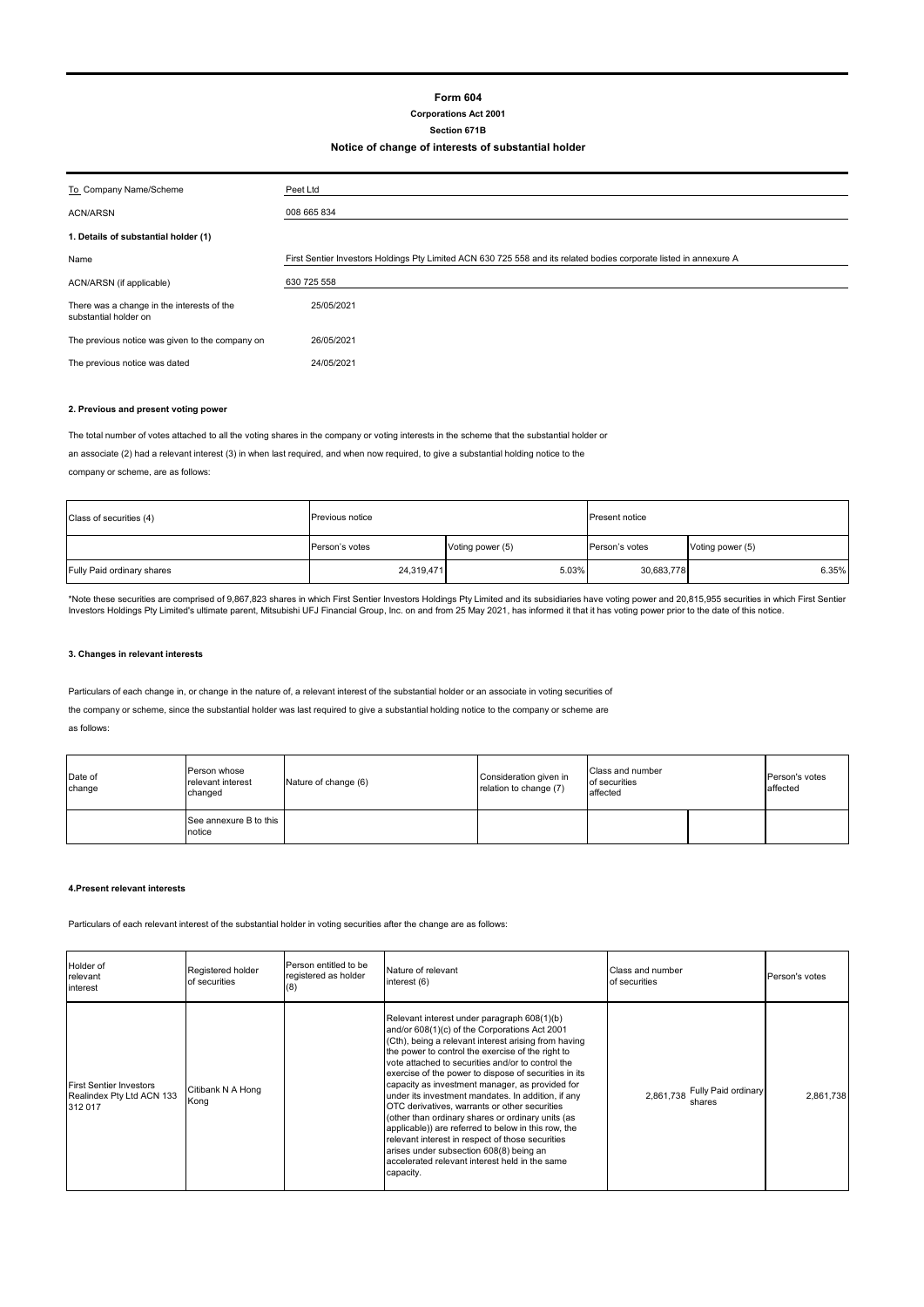# Form 604

**Corporations Act 2001**

**Section 671B**

**Notice of change of interests of substantial holder**

| | |
|---|---|
| To Company Name/Scheme | Peet Ltd |
| ACN/ARSN | 008 665 834 |

**1. Details of substantial holder (1)**

| | |
|---|---|
| Name | First Sentier Investors Holdings Pty Limited ACN 630 725 558 and its related bodies corporate listed in annexure A |
| ACN/ARSN (if applicable) | 630 725 558 |
| There was a change in the interests of the substantial holder on | 25/05/2021 |
| The previous notice was given to the company on | 26/05/2021 |
| The previous notice was dated | 24/05/2021 |

**2. Previous and present voting power**

The total number of votes attached to all the voting shares in the company or voting interests in the scheme that the substantial holder or an associate (2) had a relevant interest (3) in when last required, and when now required, to give a substantial holding notice to the company or scheme, are as follows:

| Class of securities (4) | Previous notice | | Present notice | |
|---|---|---|---|---|
| | Person's votes | Voting power (5) | Person's votes | Voting power (5) |
| Fully Paid ordinary shares | 24,319,471 | 5.03% | 30,683,778 | 6.35% |

*Note these securities are comprised of 9,867,823 shares in which First Sentier Investors Holdings Pty Limited and its subsidiaries have voting power and 20,815,955 securities in which First Sentier Investors Holdings Pty Limited's ultimate parent, Mitsubishi UFJ Financial Group, Inc. on and from 25 May 2021, has informed it that it has voting power prior to the date of this notice.

**3. Changes in relevant interests**

Particulars of each change in, or change in the nature of, a relevant interest of the substantial holder or an associate in voting securities of the company or scheme, since the substantial holder was last required to give a substantial holding notice to the company or scheme are as follows:

| Date of change | Person whose relevant interest changed | Nature of change (6) | Consideration given in relation to change (7) | Class and number of securities affected | | Person's votes affected |
|---|---|---|---|---|---|---|
| | See annexure B to this notice | | | | | |

**4.Present relevant interests**

Particulars of each relevant interest of the substantial holder in voting securities after the change are as follows:

| Holder of relevant interest | Registered holder of securities | Person entitled to be registered as holder (8) | Nature of relevant interest (6) | Class and number of securities | | Person's votes |
|---|---|---|---|---|---|---|
| First Sentier Investors Realindex Pty Ltd ACN 133 312 017 | Citibank N A Hong Kong | | Relevant interest under paragraph 608(1)(b) and/or 608(1)(c) of the Corporations Act 2001 (Cth), being a relevant interest arising from having the power to control the exercise of the right to vote attached to securities and/or to control the exercise of the power to dispose of securities in its capacity as investment manager, as provided for under its investment mandates. In addition, if any OTC derivatives, warrants or other securities (other than ordinary shares or ordinary units (as applicable)) are referred to below in this row, the relevant interest in respect of those securities arises under subsection 608(8) being an accelerated relevant interest held in the same capacity. | 2,861,738 | Fully Paid ordinary shares | 2,861,738 |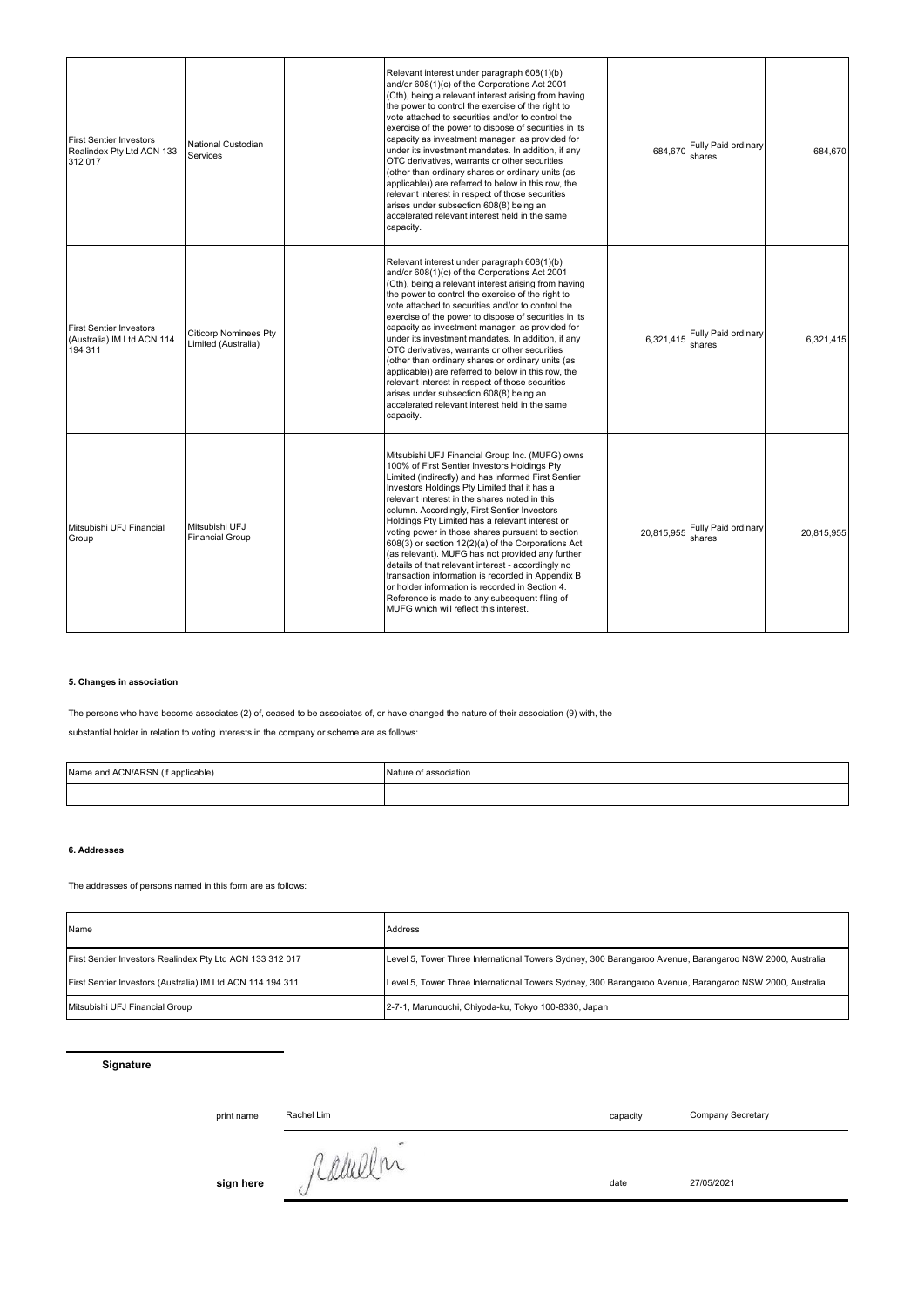| First Sentier Investors Realindex Pty Ltd ACN 133 312 017 | National Custodian Services | | Relevant interest under paragraph 608(1)(b) and/or 608(1)(c) of the Corporations Act 2001 (Cth), being a relevant interest arising from having the power to control the exercise of the right to vote attached to securities and/or to control the exercise of the power to dispose of securities in its capacity as investment manager, as provided for under its investment mandates. In addition, if any OTC derivatives, warrants or other securities (other than ordinary shares or ordinary units (as applicable)) are referred to below in this row, the relevant interest in respect of those securities arises under subsection 608(8) being an accelerated relevant interest held in the same capacity. | 684,670 Fully Paid ordinary shares | 684,670 |
|---|---|---|---|---|---|
| First Sentier Investors (Australia) IM Ltd ACN 114 194 311 | Citicorp Nominees Pty Limited (Australia) | | Relevant interest under paragraph 608(1)(b) and/or 608(1)(c) of the Corporations Act 2001 (Cth), being a relevant interest arising from having the power to control the exercise of the right to vote attached to securities and/or to control the exercise of the power to dispose of securities in its capacity as investment manager, as provided for under its investment mandates. In addition, if any OTC derivatives, warrants or other securities (other than ordinary shares or ordinary units (as applicable)) are referred to below in this row, the relevant interest in respect of those securities arises under subsection 608(8) being an accelerated relevant interest held in the same capacity. | 6,321,415 Fully Paid ordinary shares | 6,321,415 |
| Mitsubishi UFJ Financial Group | Mitsubishi UFJ Financial Group | | Mitsubishi UFJ Financial Group Inc. (MUFG) owns 100% of First Sentier Investors Holdings Pty Limited (indirectly) and has informed First Sentier Investors Holdings Pty Limited that it has a relevant interest in the shares noted in this column. Accordingly, First Sentier Investors Holdings Pty Limited has a relevant interest or voting power in those shares pursuant to section 608(3) or section 12(2)(a) of the Corporations Act (as relevant). MUFG has not provided any further details of that relevant interest - accordingly no transaction information is recorded in Appendix B or holder information is recorded in Section 4. Reference is made to any subsequent filing of MUFG which will reflect this interest. | 20,815,955 Fully Paid ordinary shares | 20,815,955 |

**5. Changes in association**

The persons who have become associates (2) of, ceased to be associates of, or have changed the nature of their association (9) with, the substantial holder in relation to voting interests in the company or scheme are as follows:

| Name and ACN/ARSN (if applicable) | Nature of association |
|---|---|
| | |

**6. Addresses**

The addresses of persons named in this form are as follows:

| Name | Address |
|---|---|
| First Sentier Investors Realindex Pty Ltd ACN 133 312 017 | Level 5, Tower Three International Towers Sydney, 300 Barangaroo Avenue, Barangaroo NSW 2000, Australia |
| First Sentier Investors (Australia) IM Ltd ACN 114 194 311 | Level 5, Tower Three International Towers Sydney, 300 Barangaroo Avenue, Barangaroo NSW 2000, Australia |
| Mitsubishi UFJ Financial Group | 2-7-1, Marunouchi, Chiyoda-ku, Tokyo 100-8330, Japan |

**Signature**

print name Rachel Lim capacity Company Secretary

**sign here** date 27/05/2021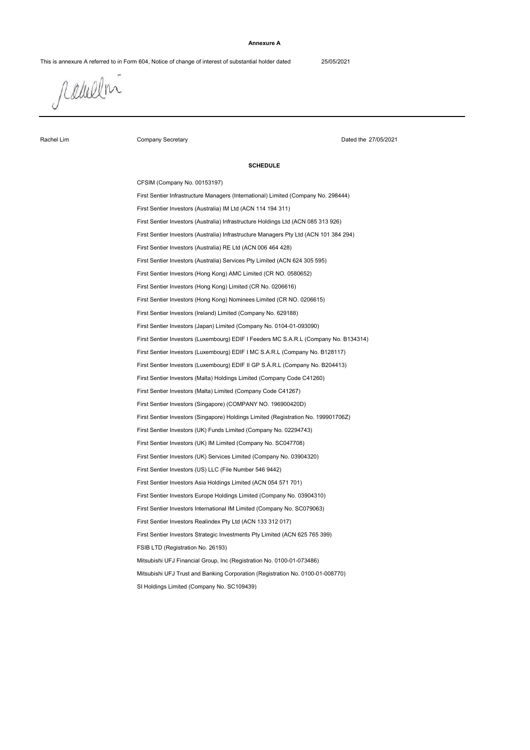**Annexure A**

This is annexure A referred to in Form 604, Notice of change of interest of substantial holder dated 25/05/2021

Rachel Lim Company Secretary Dated the 27/05/2021

**SCHEDULE**

CFSIM (Company No. 00153197)

First Sentier Infrastructure Managers (International) Limited (Company No. 298444)

First Sentier Investors (Australia) IM Ltd (ACN 114 194 311)

First Sentier Investors (Australia) Infrastructure Holdings Ltd (ACN 085 313 926)

First Sentier Investors (Australia) Infrastructure Managers Pty Ltd (ACN 101 384 294)

First Sentier Investors (Australia) RE Ltd (ACN 006 464 428)

First Sentier Investors (Australia) Services Pty Limited (ACN 624 305 595)

First Sentier Investors (Hong Kong) AMC Limited (CR NO. 0580652)

First Sentier Investors (Hong Kong) Limited (CR No. 0206616)

First Sentier Investors (Hong Kong) Nominees Limited (CR NO. 0206615)

First Sentier Investors (Ireland) Limited (Company No. 629188)

First Sentier Investors (Japan) Limited (Company No. 0104-01-093090)

First Sentier Investors (Luxembourg) EDIF I Feeders MC S.A.R.L (Company No. B134314)

First Sentier Investors (Luxembourg) EDIF I MC S.A.R.L (Company No. B128117)

First Sentier Investors (Luxembourg) EDIF II GP S.Á.R.L (Company No. B204413)

First Sentier Investors (Malta) Holdings Limited (Company Code C41260)

First Sentier Investors (Malta) Limited (Company Code C41267)

First Sentier Investors (Singapore) (COMPANY NO. 196900420D)

First Sentier Investors (Singapore) Holdings Limited (Registration No. 199901706Z)

First Sentier Investors (UK) Funds Limited (Company No. 02294743)

First Sentier Investors (UK) IM Limited (Company No. SC047708)

First Sentier Investors (UK) Services Limited (Company No. 03904320)

First Sentier Investors (US) LLC (File Number 546 9442)

First Sentier Investors Asia Holdings Limited (ACN 054 571 701)

First Sentier Investors Europe Holdings Limited (Company No. 03904310)

First Sentier Investors International IM Limited (Company No. SC079063)

First Sentier Investors Realindex Pty Ltd (ACN 133 312 017)

First Sentier Investors Strategic Investments Pty Limited (ACN 625 765 399)

FSIB LTD (Registration No. 26193)

Mitsubishi UFJ Financial Group, Inc (Registration No. 0100-01-073486)

Mitsubishi UFJ Trust and Banking Corporation (Registration No. 0100-01-008770)

SI Holdings Limited (Company No. SC109439)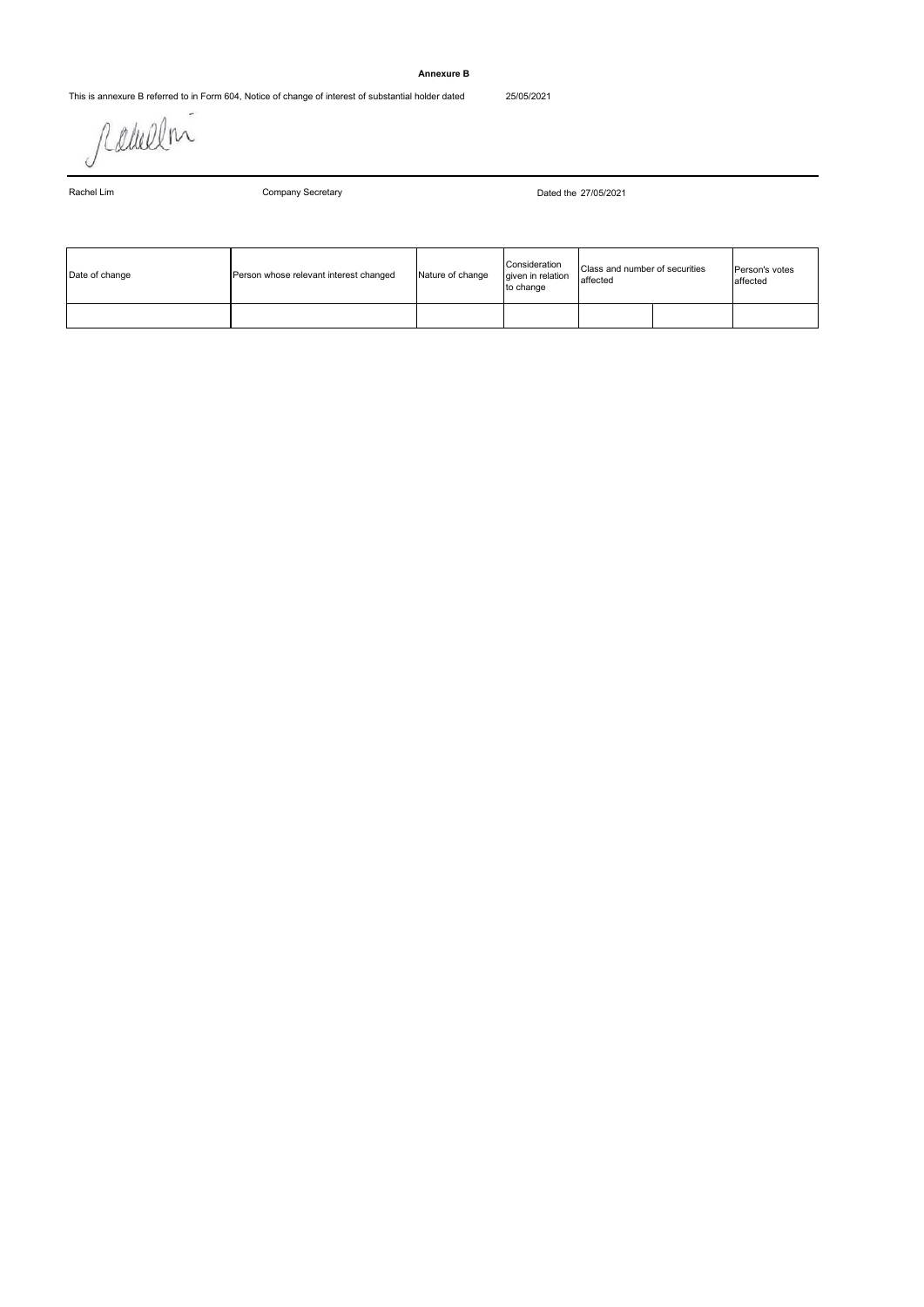**Annexure B**

This is annexure B referred to in Form 604, Notice of change of interest of substantial holder dated 25/05/2021

Rachel Lim    Company Secretary    Dated the 27/05/2021

| Date of change | Person whose relevant interest changed | Nature of change | Consideration given in relation to change | Class and number of securities affected | | Person's votes affected |
|---|---|---|---|---|---|---|
| | | | | | | |